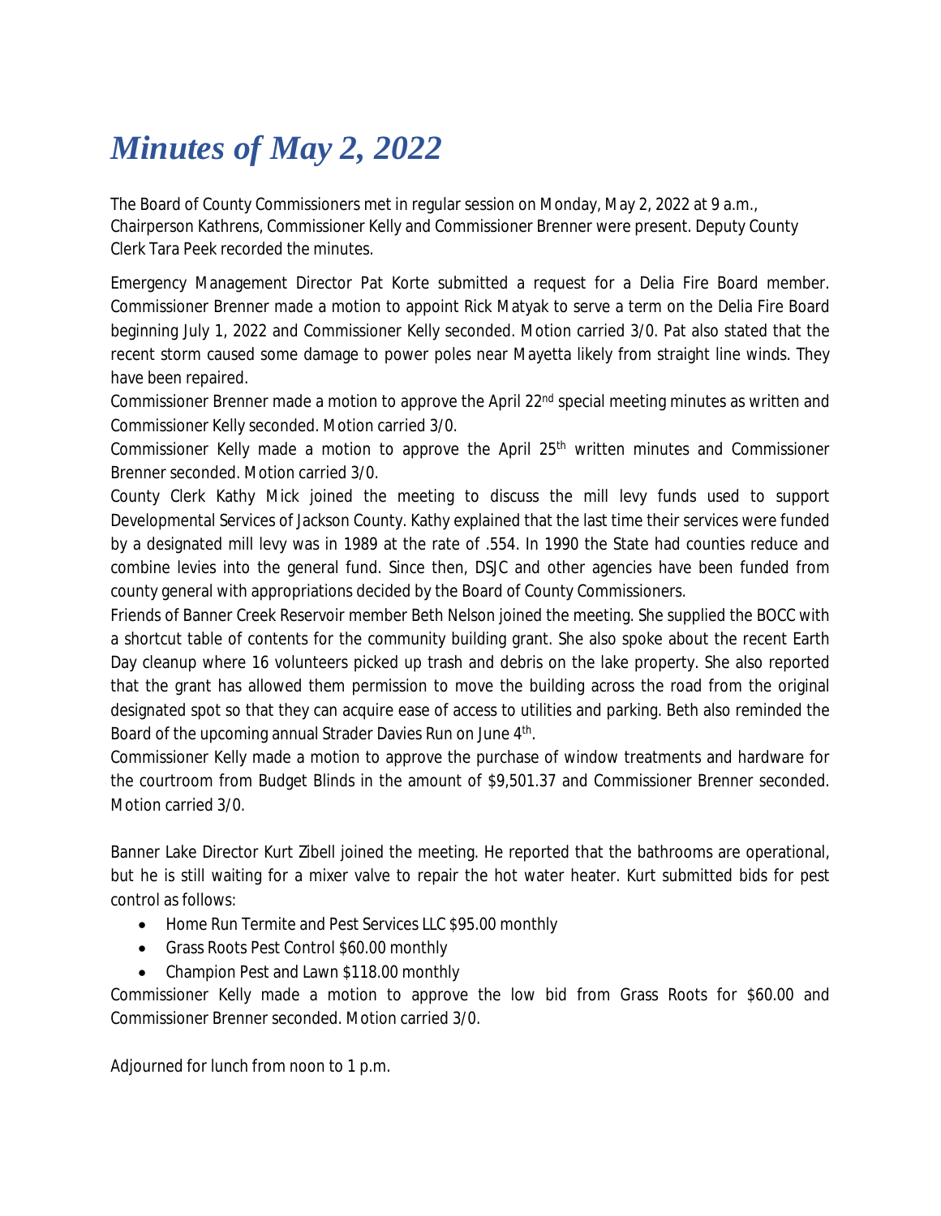# *Minutes of May 2, 2022*

The Board of County Commissioners met in regular session on Monday, May 2, 2022 at 9 a.m., Chairperson Kathrens, Commissioner Kelly and Commissioner Brenner were present. Deputy County Clerk Tara Peek recorded the minutes.

Emergency Management Director Pat Korte submitted a request for a Delia Fire Board member. Commissioner Brenner made a motion to appoint Rick Matyak to serve a term on the Delia Fire Board beginning July 1, 2022 and Commissioner Kelly seconded. Motion carried 3/0. Pat also stated that the recent storm caused some damage to power poles near Mayetta likely from straight line winds. They have been repaired.

Commissioner Brenner made a motion to approve the April 22nd special meeting minutes as written and Commissioner Kelly seconded. Motion carried 3/0.

Commissioner Kelly made a motion to approve the April 25th written minutes and Commissioner Brenner seconded. Motion carried 3/0.

County Clerk Kathy Mick joined the meeting to discuss the mill levy funds used to support Developmental Services of Jackson County. Kathy explained that the last time their services were funded by a designated mill levy was in 1989 at the rate of .554. In 1990 the State had counties reduce and combine levies into the general fund. Since then, DSJC and other agencies have been funded from county general with appropriations decided by the Board of County Commissioners.

Friends of Banner Creek Reservoir member Beth Nelson joined the meeting. She supplied the BOCC with a shortcut table of contents for the community building grant. She also spoke about the recent Earth Day cleanup where 16 volunteers picked up trash and debris on the lake property. She also reported that the grant has allowed them permission to move the building across the road from the original designated spot so that they can acquire ease of access to utilities and parking. Beth also reminded the Board of the upcoming annual Strader Davies Run on June 4th.

Commissioner Kelly made a motion to approve the purchase of window treatments and hardware for the courtroom from Budget Blinds in the amount of $9,501.37 and Commissioner Brenner seconded. Motion carried 3/0.

Banner Lake Director Kurt Zibell joined the meeting. He reported that the bathrooms are operational, but he is still waiting for a mixer valve to repair the hot water heater. Kurt submitted bids for pest control as follows:

- Home Run Termite and Pest Services LLC $95.00 monthly
- Grass Roots Pest Control $60.00 monthly
- Champion Pest and Lawn $118.00 monthly

Commissioner Kelly made a motion to approve the low bid from Grass Roots for $60.00 and Commissioner Brenner seconded. Motion carried 3/0.

Adjourned for lunch from noon to 1 p.m.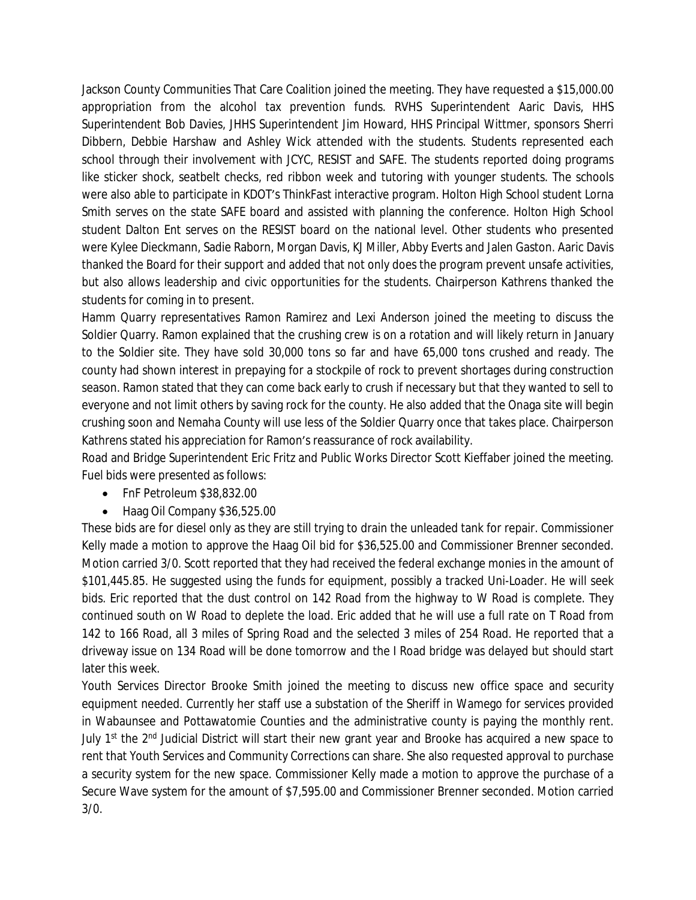Jackson County Communities That Care Coalition joined the meeting. They have requested a $15,000.00 appropriation from the alcohol tax prevention funds. RVHS Superintendent Aaric Davis, HHS Superintendent Bob Davies, JHHS Superintendent Jim Howard, HHS Principal Wittmer, sponsors Sherri Dibbern, Debbie Harshaw and Ashley Wick attended with the students. Students represented each school through their involvement with JCYC, RESIST and SAFE. The students reported doing programs like sticker shock, seatbelt checks, red ribbon week and tutoring with younger students. The schools were also able to participate in KDOT's ThinkFast interactive program. Holton High School student Lorna Smith serves on the state SAFE board and assisted with planning the conference. Holton High School student Dalton Ent serves on the RESIST board on the national level. Other students who presented were Kylee Dieckmann, Sadie Raborn, Morgan Davis, KJ Miller, Abby Everts and Jalen Gaston. Aaric Davis thanked the Board for their support and added that not only does the program prevent unsafe activities, but also allows leadership and civic opportunities for the students. Chairperson Kathrens thanked the students for coming in to present.

Hamm Quarry representatives Ramon Ramirez and Lexi Anderson joined the meeting to discuss the Soldier Quarry. Ramon explained that the crushing crew is on a rotation and will likely return in January to the Soldier site. They have sold 30,000 tons so far and have 65,000 tons crushed and ready. The county had shown interest in prepaying for a stockpile of rock to prevent shortages during construction season. Ramon stated that they can come back early to crush if necessary but that they wanted to sell to everyone and not limit others by saving rock for the county. He also added that the Onaga site will begin crushing soon and Nemaha County will use less of the Soldier Quarry once that takes place. Chairperson Kathrens stated his appreciation for Ramon's reassurance of rock availability.

Road and Bridge Superintendent Eric Fritz and Public Works Director Scott Kieffaber joined the meeting. Fuel bids were presented as follows:

- FnF Petroleum $38,832.00
- Haag Oil Company $36,525.00

These bids are for diesel only as they are still trying to drain the unleaded tank for repair. Commissioner Kelly made a motion to approve the Haag Oil bid for $36,525.00 and Commissioner Brenner seconded. Motion carried 3/0. Scott reported that they had received the federal exchange monies in the amount of $101,445.85. He suggested using the funds for equipment, possibly a tracked Uni-Loader. He will seek bids. Eric reported that the dust control on 142 Road from the highway to W Road is complete. They continued south on W Road to deplete the load. Eric added that he will use a full rate on T Road from 142 to 166 Road, all 3 miles of Spring Road and the selected 3 miles of 254 Road. He reported that a driveway issue on 134 Road will be done tomorrow and the I Road bridge was delayed but should start later this week.

Youth Services Director Brooke Smith joined the meeting to discuss new office space and security equipment needed. Currently her staff use a substation of the Sheriff in Wamego for services provided in Wabaunsee and Pottawatomie Counties and the administrative county is paying the monthly rent. July 1st the 2nd Judicial District will start their new grant year and Brooke has acquired a new space to rent that Youth Services and Community Corrections can share. She also requested approval to purchase a security system for the new space. Commissioner Kelly made a motion to approve the purchase of a Secure Wave system for the amount of $7,595.00 and Commissioner Brenner seconded. Motion carried 3/0.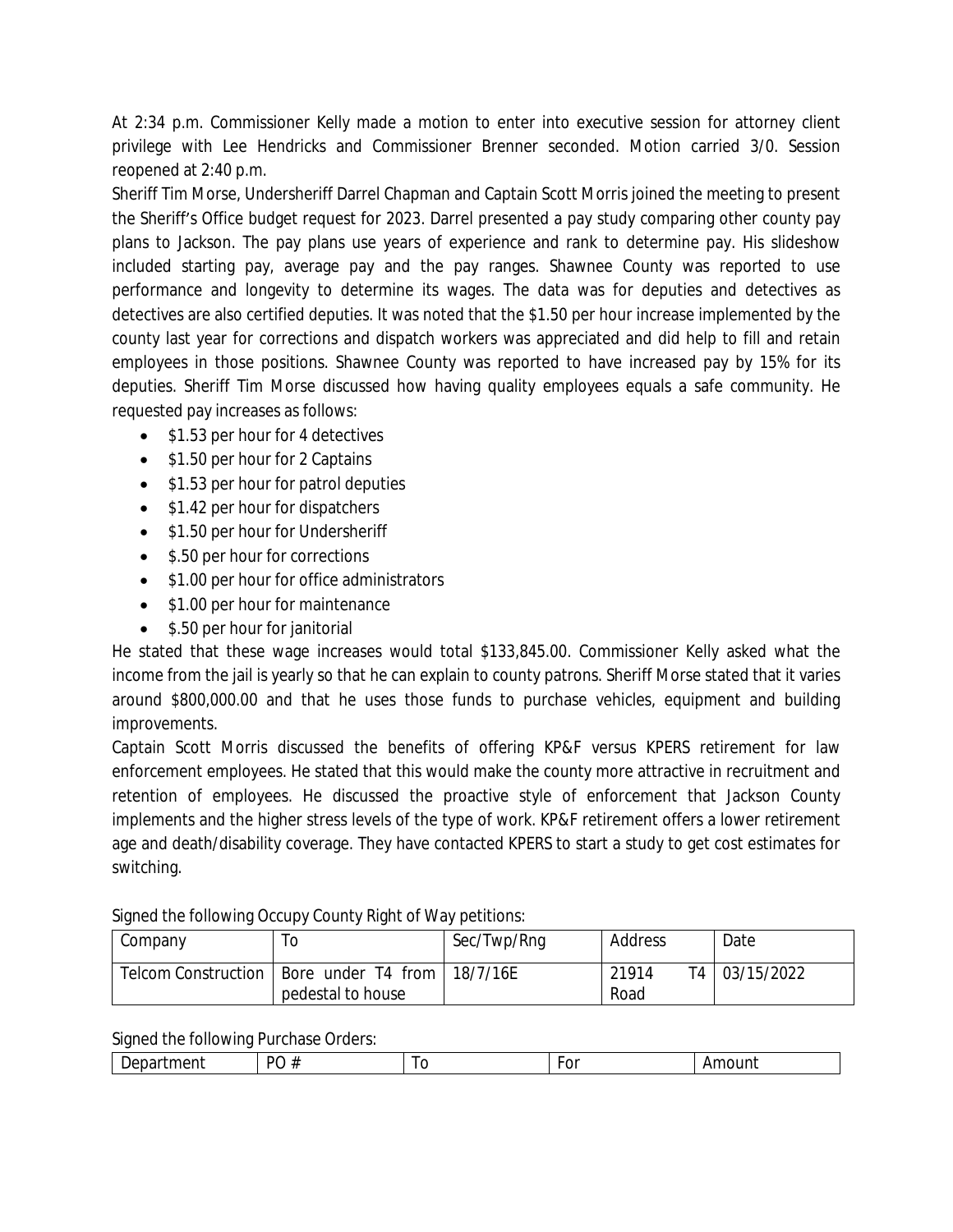At 2:34 p.m. Commissioner Kelly made a motion to enter into executive session for attorney client privilege with Lee Hendricks and Commissioner Brenner seconded. Motion carried 3/0. Session reopened at 2:40 p.m.

Sheriff Tim Morse, Undersheriff Darrel Chapman and Captain Scott Morris joined the meeting to present the Sheriff's Office budget request for 2023. Darrel presented a pay study comparing other county pay plans to Jackson. The pay plans use years of experience and rank to determine pay. His slideshow included starting pay, average pay and the pay ranges. Shawnee County was reported to use performance and longevity to determine its wages. The data was for deputies and detectives as detectives are also certified deputies. It was noted that the $1.50 per hour increase implemented by the county last year for corrections and dispatch workers was appreciated and did help to fill and retain employees in those positions. Shawnee County was reported to have increased pay by 15% for its deputies. Sheriff Tim Morse discussed how having quality employees equals a safe community. He requested pay increases as follows:

- $1.53 per hour for 4 detectives
- $1.50 per hour for 2 Captains
- $1.53 per hour for patrol deputies
- $1.42 per hour for dispatchers
- $1.50 per hour for Undersheriff
- $.50 per hour for corrections
- $1.00 per hour for office administrators
- $1.00 per hour for maintenance
- $.50 per hour for janitorial

He stated that these wage increases would total $133,845.00. Commissioner Kelly asked what the income from the jail is yearly so that he can explain to county patrons. Sheriff Morse stated that it varies around $800,000.00 and that he uses those funds to purchase vehicles, equipment and building improvements.

Captain Scott Morris discussed the benefits of offering KP&F versus KPERS retirement for law enforcement employees. He stated that this would make the county more attractive in recruitment and retention of employees. He discussed the proactive style of enforcement that Jackson County implements and the higher stress levels of the type of work. KP&F retirement offers a lower retirement age and death/disability coverage. They have contacted KPERS to start a study to get cost estimates for switching.

Signed the following Occupy County Right of Way petitions:

| Company | To | Sec/Twp/Rng | Address | Date |
|---|---|---|---|---|
| Telcom Construction | Bore under T4 from pedestal to house | 18/7/16E | 21914 T4 Road | 03/15/2022 |

Signed the following Purchase Orders:

| Department | PO # | To | For | Amount |
|---|---|---|---|---|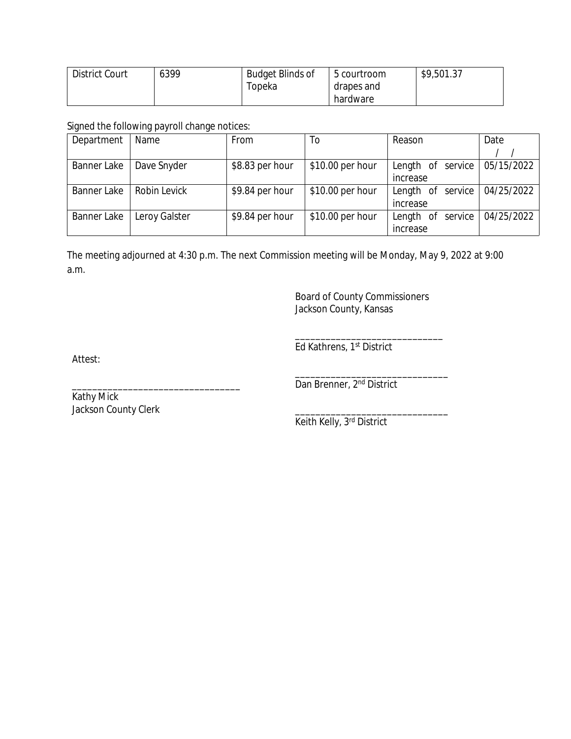| | | | | |
|---|---|---|---|---|
| District Court | 6399 | Budget Blinds of Topeka | 5 courtroom drapes and hardware | $9,501.37 |

Signed the following payroll change notices:

| Department | Name | From | To | Reason | Date / / |
|---|---|---|---|---|---|
| Banner Lake | Dave Snyder | $8.83 per hour | $10.00 per hour | Length of service increase | 05/15/2022 |
| Banner Lake | Robin Levick | $9.84 per hour | $10.00 per hour | Length of service increase | 04/25/2022 |
| Banner Lake | Leroy Galster | $9.84 per hour | $10.00 per hour | Length of service increase | 04/25/2022 |

The meeting adjourned at 4:30 p.m. The next Commission meeting will be Monday, May 9, 2022 at 9:00 a.m.

Board of County Commissioners
Jackson County, Kansas

_____________________________
Ed Kathrens, 1st District

_____________________________
Dan Brenner, 2nd District

_____________________________
Keith Kelly, 3rd District

Attest:

_________________________________
Kathy Mick
Jackson County Clerk